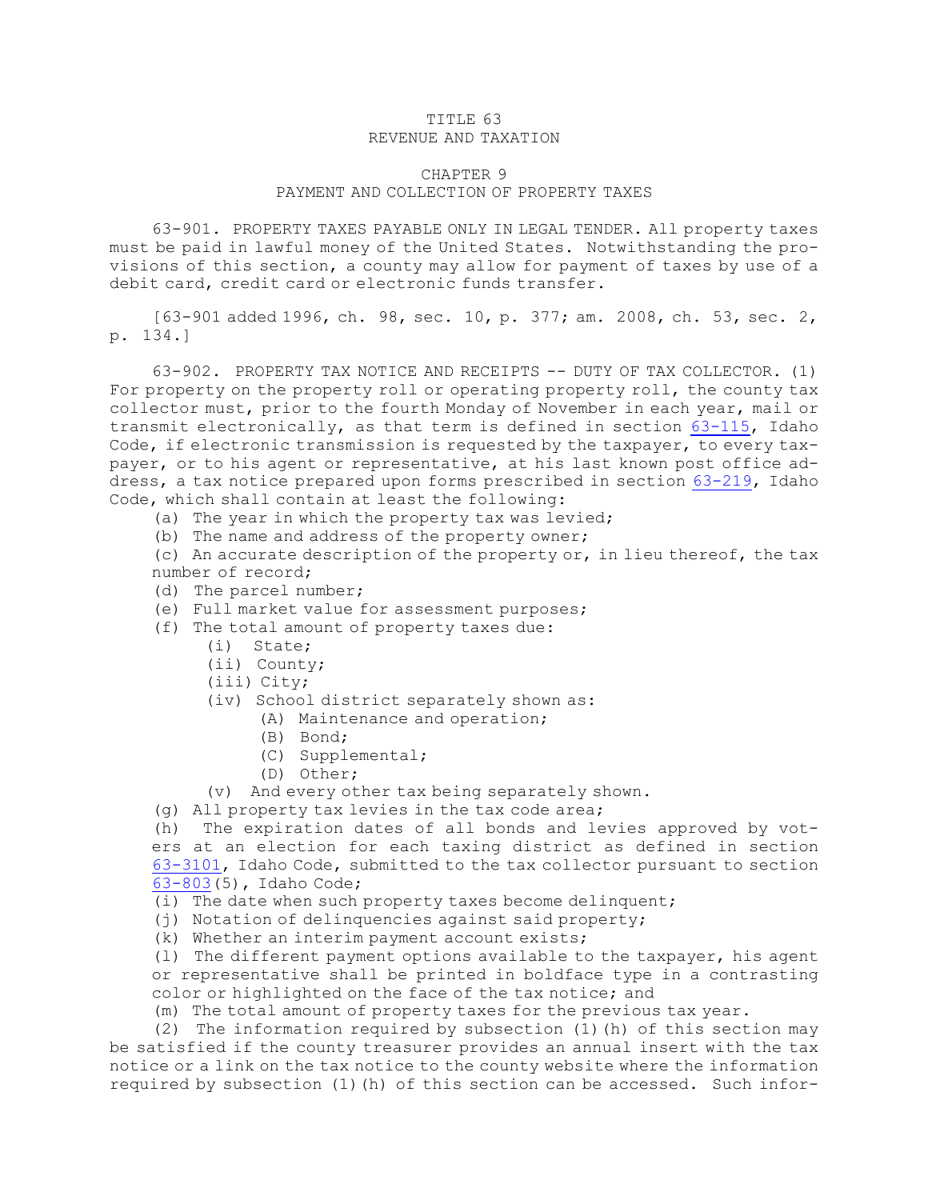TITLE 63
REVENUE AND TAXATION

CHAPTER 9
PAYMENT AND COLLECTION OF PROPERTY TAXES

63-901. PROPERTY TAXES PAYABLE ONLY IN LEGAL TENDER. All property taxes must be paid in lawful money of the United States. Notwithstanding the provisions of this section, a county may allow for payment of taxes by use of a debit card, credit card or electronic funds transfer.

[63-901 added 1996, ch. 98, sec. 10, p. 377; am. 2008, ch. 53, sec. 2, p. 134.]

63-902. PROPERTY TAX NOTICE AND RECEIPTS -- DUTY OF TAX COLLECTOR. (1) For property on the property roll or operating property roll, the county tax collector must, prior to the fourth Monday of November in each year, mail or transmit electronically, as that term is defined in section 63-115, Idaho Code, if electronic transmission is requested by the taxpayer, to every taxpayer, or to his agent or representative, at his last known post office address, a tax notice prepared upon forms prescribed in section 63-219, Idaho Code, which shall contain at least the following:

(a) The year in which the property tax was levied;
(b) The name and address of the property owner;
(c) An accurate description of the property or, in lieu thereof, the tax number of record;
(d) The parcel number;
(e) Full market value for assessment purposes;
(f) The total amount of property taxes due:
    (i) State;
    (ii) County;
    (iii) City;
    (iv) School district separately shown as:
        (A) Maintenance and operation;
        (B) Bond;
        (C) Supplemental;
        (D) Other;
    (v) And every other tax being separately shown.
(g) All property tax levies in the tax code area;
(h) The expiration dates of all bonds and levies approved by voters at an election for each taxing district as defined in section 63-3101, Idaho Code, submitted to the tax collector pursuant to section 63-803(5), Idaho Code;
(i) The date when such property taxes become delinquent;
(j) Notation of delinquencies against said property;
(k) Whether an interim payment account exists;
(l) The different payment options available to the taxpayer, his agent or representative shall be printed in boldface type in a contrasting color or highlighted on the face of the tax notice; and
(m) The total amount of property taxes for the previous tax year.

(2) The information required by subsection (1)(h) of this section may be satisfied if the county treasurer provides an annual insert with the tax notice or a link on the tax notice to the county website where the information required by subsection (1)(h) of this section can be accessed. Such infor-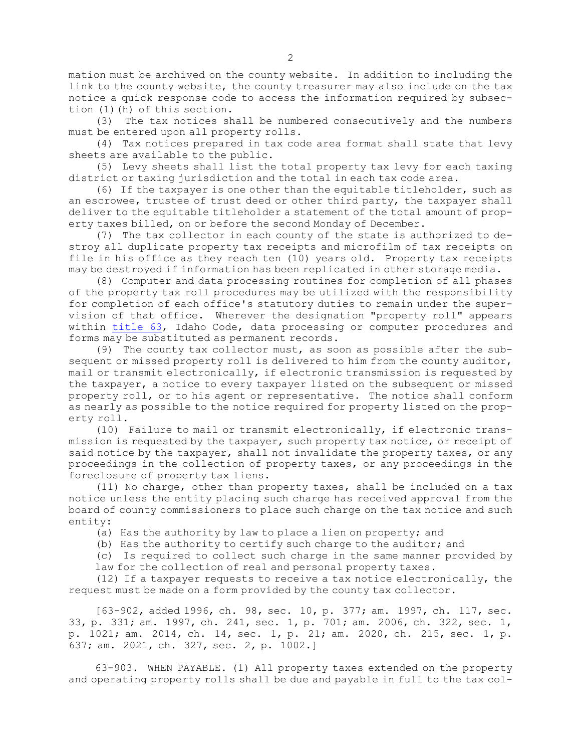mation must be archived on the county website. In addition to including the link to the county website, the county treasurer may also include on the tax notice a quick response code to access the information required by subsection (1)(h) of this section.

(3) The tax notices shall be numbered consecutively and the numbers must be entered upon all property rolls.

(4) Tax notices prepared in tax code area format shall state that levy sheets are available to the public.

(5) Levy sheets shall list the total property tax levy for each taxing district or taxing jurisdiction and the total in each tax code area.

(6) If the taxpayer is one other than the equitable titleholder, such as an escrowee, trustee of trust deed or other third party, the taxpayer shall deliver to the equitable titleholder a statement of the total amount of property taxes billed, on or before the second Monday of December.

(7) The tax collector in each county of the state is authorized to destroy all duplicate property tax receipts and microfilm of tax receipts on file in his office as they reach ten (10) years old. Property tax receipts may be destroyed if information has been replicated in other storage media.

(8) Computer and data processing routines for completion of all phases of the property tax roll procedures may be utilized with the responsibility for completion of each office's statutory duties to remain under the supervision of that office. Wherever the designation "property roll" appears within title 63, Idaho Code, data processing or computer procedures and forms may be substituted as permanent records.

(9) The county tax collector must, as soon as possible after the subsequent or missed property roll is delivered to him from the county auditor, mail or transmit electronically, if electronic transmission is requested by the taxpayer, a notice to every taxpayer listed on the subsequent or missed property roll, or to his agent or representative. The notice shall conform as nearly as possible to the notice required for property listed on the property roll.

(10) Failure to mail or transmit electronically, if electronic transmission is requested by the taxpayer, such property tax notice, or receipt of said notice by the taxpayer, shall not invalidate the property taxes, or any proceedings in the collection of property taxes, or any proceedings in the foreclosure of property tax liens.

(11) No charge, other than property taxes, shall be included on a tax notice unless the entity placing such charge has received approval from the board of county commissioners to place such charge on the tax notice and such entity:

(a) Has the authority by law to place a lien on property; and

(b) Has the authority to certify such charge to the auditor; and

(c) Is required to collect such charge in the same manner provided by law for the collection of real and personal property taxes.

(12) If a taxpayer requests to receive a tax notice electronically, the request must be made on a form provided by the county tax collector.

[63-902, added 1996, ch. 98, sec. 10, p. 377; am. 1997, ch. 117, sec. 33, p. 331; am. 1997, ch. 241, sec. 1, p. 701; am. 2006, ch. 322, sec. 1, p. 1021; am. 2014, ch. 14, sec. 1, p. 21; am. 2020, ch. 215, sec. 1, p. 637; am. 2021, ch. 327, sec. 2, p. 1002.]

63-903. WHEN PAYABLE. (1) All property taxes extended on the property and operating property rolls shall be due and payable in full to the tax col-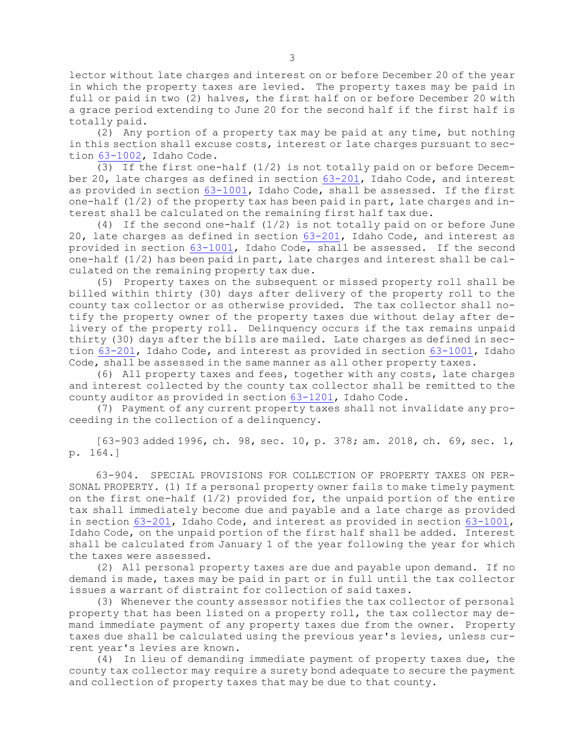lector without late charges and interest on or before December 20 of the year in which the property taxes are levied. The property taxes may be paid in full or paid in two (2) halves, the first half on or before December 20 with a grace period extending to June 20 for the second half if the first half is totally paid.

(2) Any portion of a property tax may be paid at any time, but nothing in this section shall excuse costs, interest or late charges pursuant to section 63-1002, Idaho Code.

(3) If the first one-half (1/2) is not totally paid on or before December 20, late charges as defined in section 63-201, Idaho Code, and interest as provided in section 63-1001, Idaho Code, shall be assessed. If the first one-half (1/2) of the property tax has been paid in part, late charges and interest shall be calculated on the remaining first half tax due.

(4) If the second one-half (1/2) is not totally paid on or before June 20, late charges as defined in section 63-201, Idaho Code, and interest as provided in section 63-1001, Idaho Code, shall be assessed. If the second one-half (1/2) has been paid in part, late charges and interest shall be calculated on the remaining property tax due.

(5) Property taxes on the subsequent or missed property roll shall be billed within thirty (30) days after delivery of the property roll to the county tax collector or as otherwise provided. The tax collector shall notify the property owner of the property taxes due without delay after delivery of the property roll. Delinquency occurs if the tax remains unpaid thirty (30) days after the bills are mailed. Late charges as defined in section 63-201, Idaho Code, and interest as provided in section 63-1001, Idaho Code, shall be assessed in the same manner as all other property taxes.

(6) All property taxes and fees, together with any costs, late charges and interest collected by the county tax collector shall be remitted to the county auditor as provided in section 63-1201, Idaho Code.

(7) Payment of any current property taxes shall not invalidate any proceeding in the collection of a delinquency.

[63-903 added 1996, ch. 98, sec. 10, p. 378; am. 2018, ch. 69, sec. 1, p. 164.]

63-904. SPECIAL PROVISIONS FOR COLLECTION OF PROPERTY TAXES ON PERSONAL PROPERTY. (1) If a personal property owner fails to make timely payment on the first one-half (1/2) provided for, the unpaid portion of the entire tax shall immediately become due and payable and a late charge as provided in section 63-201, Idaho Code, and interest as provided in section 63-1001, Idaho Code, on the unpaid portion of the first half shall be added. Interest shall be calculated from January 1 of the year following the year for which the taxes were assessed.

(2) All personal property taxes are due and payable upon demand. If no demand is made, taxes may be paid in part or in full until the tax collector issues a warrant of distraint for collection of said taxes.

(3) Whenever the county assessor notifies the tax collector of personal property that has been listed on a property roll, the tax collector may demand immediate payment of any property taxes due from the owner. Property taxes due shall be calculated using the previous year's levies, unless current year's levies are known.

(4) In lieu of demanding immediate payment of property taxes due, the county tax collector may require a surety bond adequate to secure the payment and collection of property taxes that may be due to that county.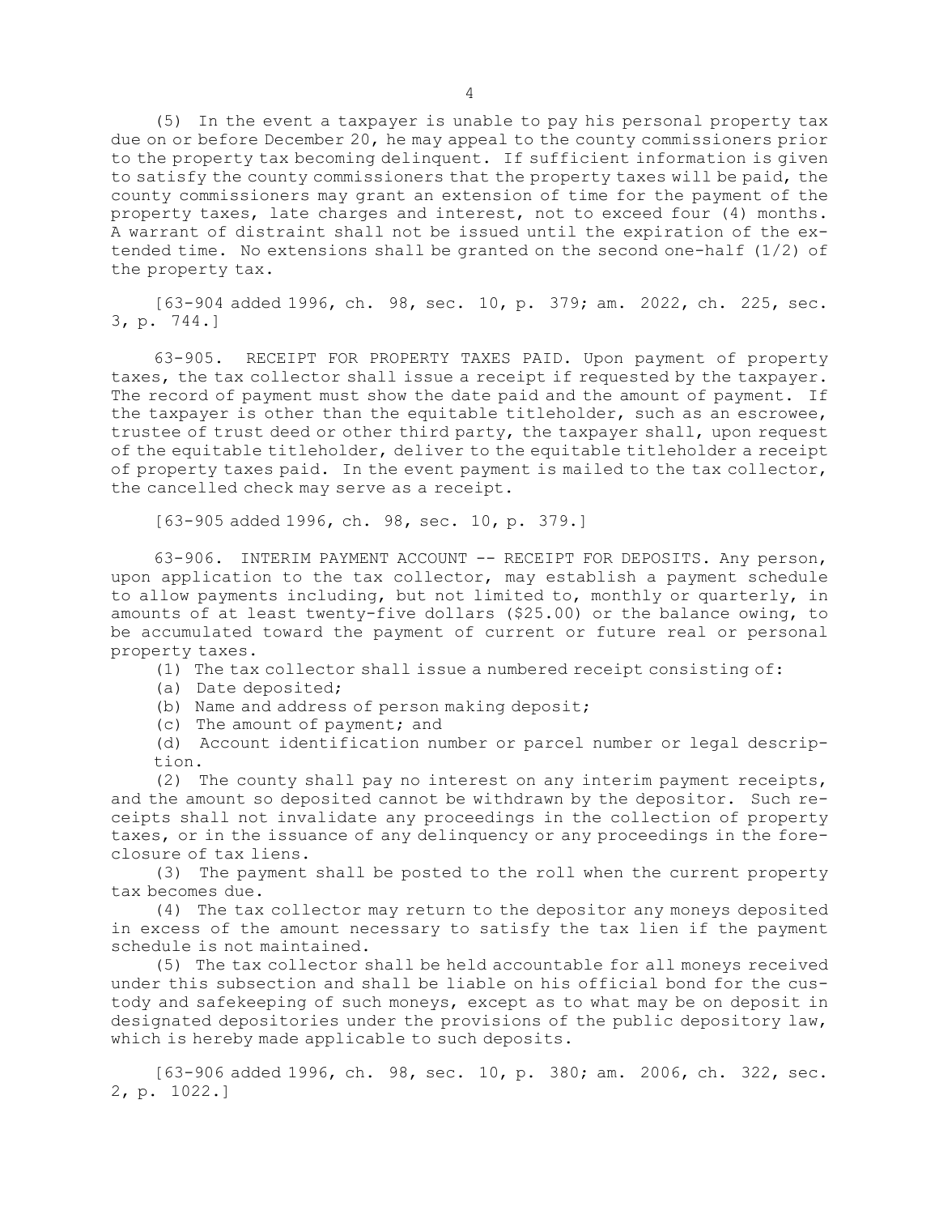(5) In the event a taxpayer is unable to pay his personal property tax due on or before December 20, he may appeal to the county commissioners prior to the property tax becoming delinquent. If sufficient information is given to satisfy the county commissioners that the property taxes will be paid, the county commissioners may grant an extension of time for the payment of the property taxes, late charges and interest, not to exceed four (4) months. A warrant of distraint shall not be issued until the expiration of the extended time. No extensions shall be granted on the second one-half (1/2) of the property tax.

[63-904 added 1996, ch. 98, sec. 10, p. 379; am. 2022, ch. 225, sec. 3, p. 744.]

63-905. RECEIPT FOR PROPERTY TAXES PAID. Upon payment of property taxes, the tax collector shall issue a receipt if requested by the taxpayer. The record of payment must show the date paid and the amount of payment. If the taxpayer is other than the equitable titleholder, such as an escrowee, trustee of trust deed or other third party, the taxpayer shall, upon request of the equitable titleholder, deliver to the equitable titleholder a receipt of property taxes paid. In the event payment is mailed to the tax collector, the cancelled check may serve as a receipt.

[63-905 added 1996, ch. 98, sec. 10, p. 379.]

63-906. INTERIM PAYMENT ACCOUNT -- RECEIPT FOR DEPOSITS. Any person, upon application to the tax collector, may establish a payment schedule to allow payments including, but not limited to, monthly or quarterly, in amounts of at least twenty-five dollars ($25.00) or the balance owing, to be accumulated toward the payment of current or future real or personal property taxes.

(1) The tax collector shall issue a numbered receipt consisting of:

(a) Date deposited;

(b) Name and address of person making deposit;

(c) The amount of payment; and

(d) Account identification number or parcel number or legal description.

(2) The county shall pay no interest on any interim payment receipts, and the amount so deposited cannot be withdrawn by the depositor. Such receipts shall not invalidate any proceedings in the collection of property taxes, or in the issuance of any delinquency or any proceedings in the foreclosure of tax liens.

(3) The payment shall be posted to the roll when the current property tax becomes due.

(4) The tax collector may return to the depositor any moneys deposited in excess of the amount necessary to satisfy the tax lien if the payment schedule is not maintained.

(5) The tax collector shall be held accountable for all moneys received under this subsection and shall be liable on his official bond for the custody and safekeeping of such moneys, except as to what may be on deposit in designated depositories under the provisions of the public depository law, which is hereby made applicable to such deposits.

[63-906 added 1996, ch. 98, sec. 10, p. 380; am. 2006, ch. 322, sec. 2, p. 1022.]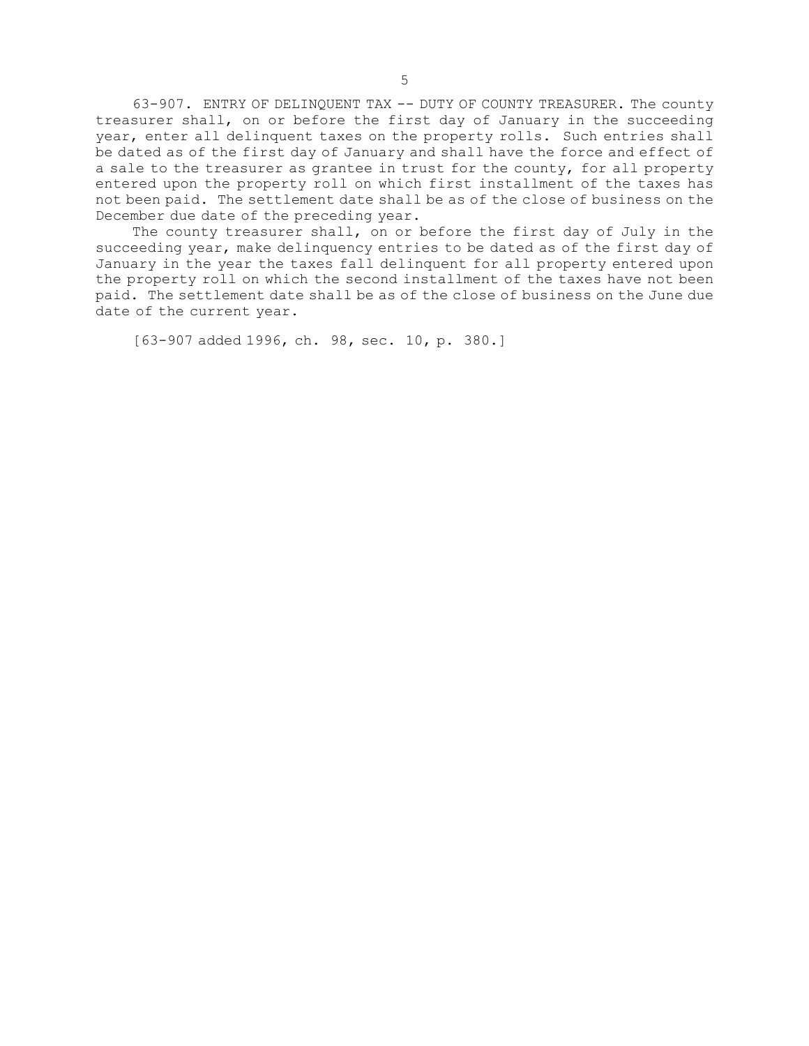63-907. ENTRY OF DELINQUENT TAX -- DUTY OF COUNTY TREASURER. The county treasurer shall, on or before the first day of January in the succeeding year, enter all delinquent taxes on the property rolls. Such entries shall be dated as of the first day of January and shall have the force and effect of a sale to the treasurer as grantee in trust for the county, for all property entered upon the property roll on which first installment of the taxes has not been paid. The settlement date shall be as of the close of business on the December due date of the preceding year.

The county treasurer shall, on or before the first day of July in the succeeding year, make delinquency entries to be dated as of the first day of January in the year the taxes fall delinquent for all property entered upon the property roll on which the second installment of the taxes have not been paid. The settlement date shall be as of the close of business on the June due date of the current year.

[63-907 added 1996, ch. 98, sec. 10, p. 380.]